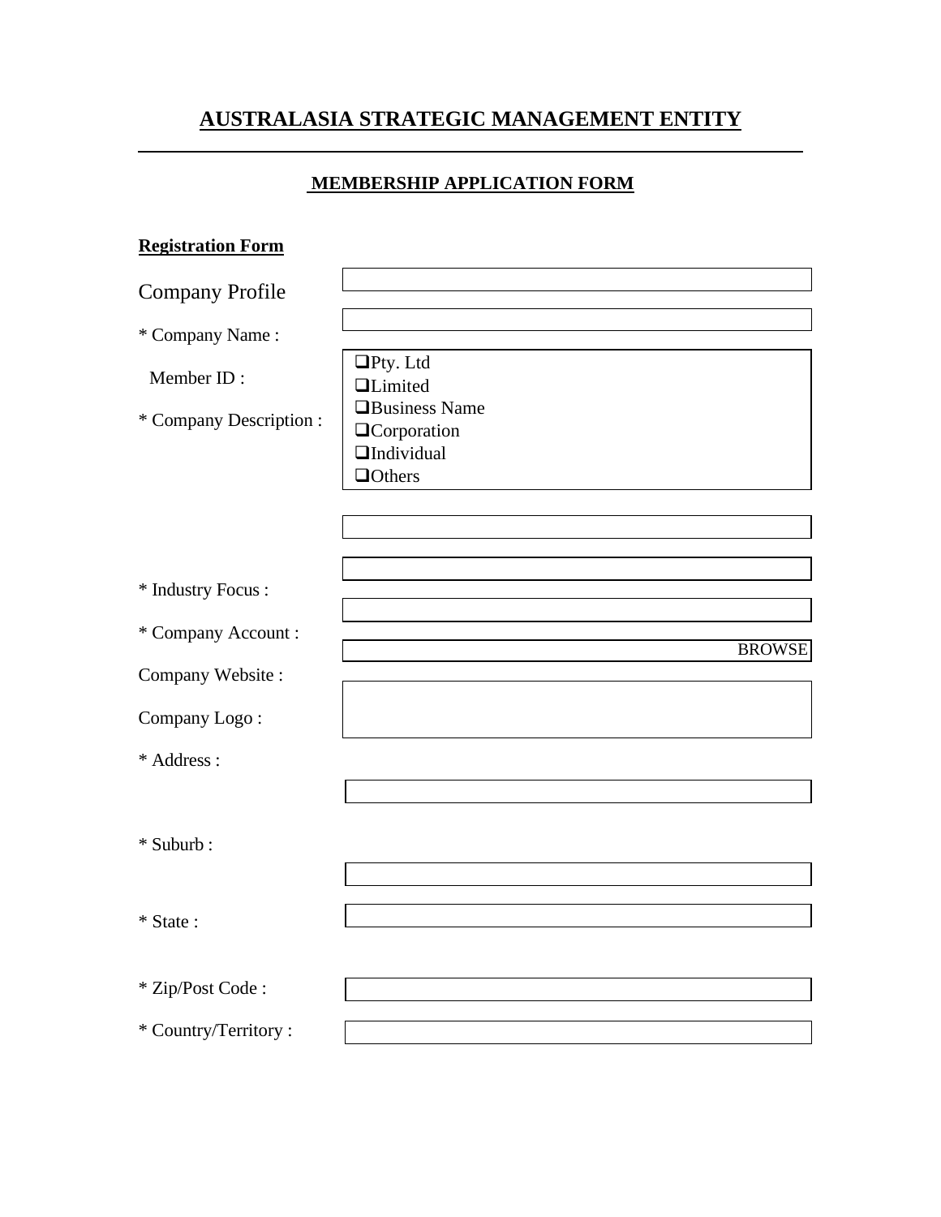# AUSTRALASIA STRATEGIC MANAGEMENT ENTITY

---

## MEMBERSHIP APPLICATION FORM

**Registration Form**

Company Profile

* Company Name :

Member ID :

* Company Description :

- ❑ Pty. Ltd
- ❑ Limited
- ❑ Business Name
- ❑ Corporation
- ❑ Individual
- ❑ Others

* Industry Focus :

* Company Account :

Company Website :

Company Logo : BROWSE

* Address :

* Suburb :

* State :

* Zip/Post Code :

* Country/Territory :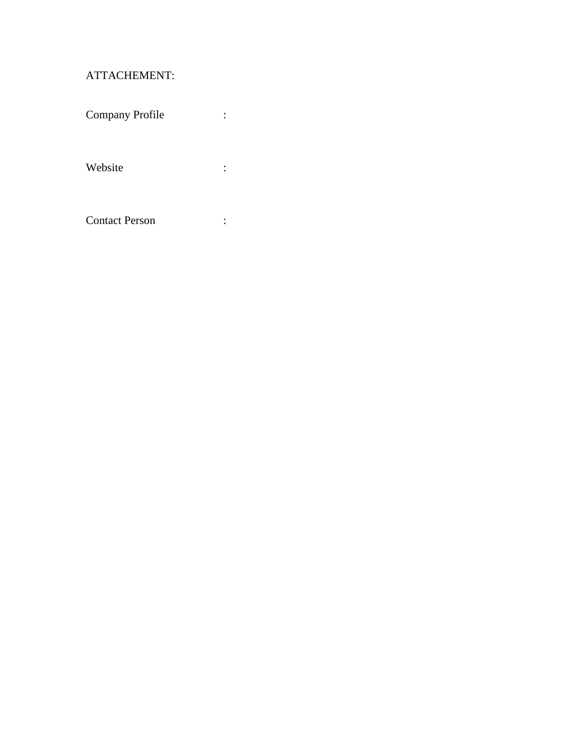ATTACHEMENT:

Company Profile :

Website :

Contact Person :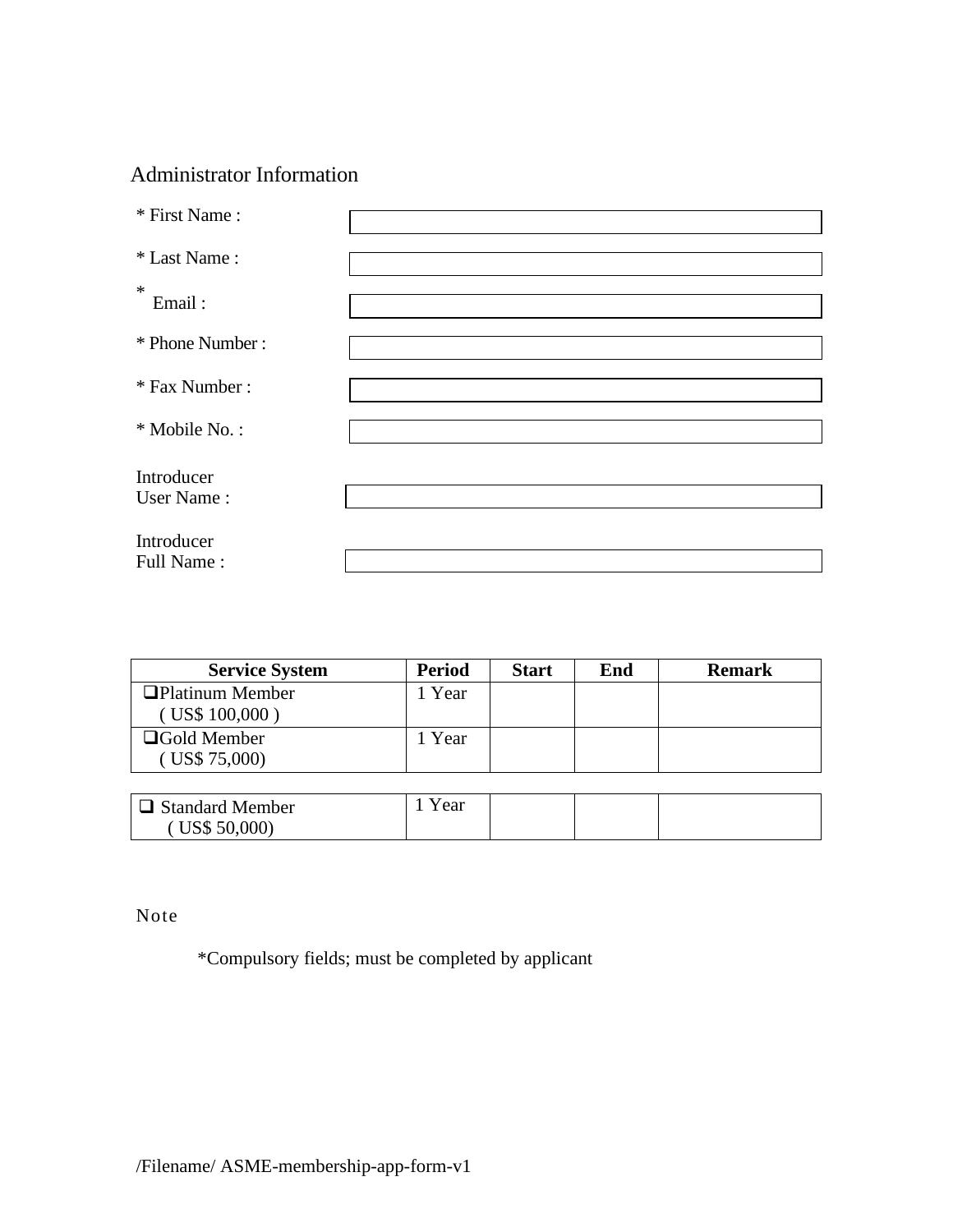## Administrator Information

| | |
|---|---|
| * First Name : | |
| * Last Name : | |
| * Email : | |
| * Phone Number : | |
| * Fax Number : | |
| * Mobile No. : | |
| Introducer User Name : | |
| Introducer Full Name : | |

| Service System | Period | Start | End | Remark |
|---|---|---|---|---|
| ❑Platinum Member ( US$ 100,000 ) | 1 Year | | | |
| ❑Gold Member ( US$ 75,000) | 1 Year | | | |
| ❑ Standard Member ( US$ 50,000) | 1 Year | | | |

Note

*Compulsory fields; must be completed by applicant

/Filename/ ASME-membership-app-form-v1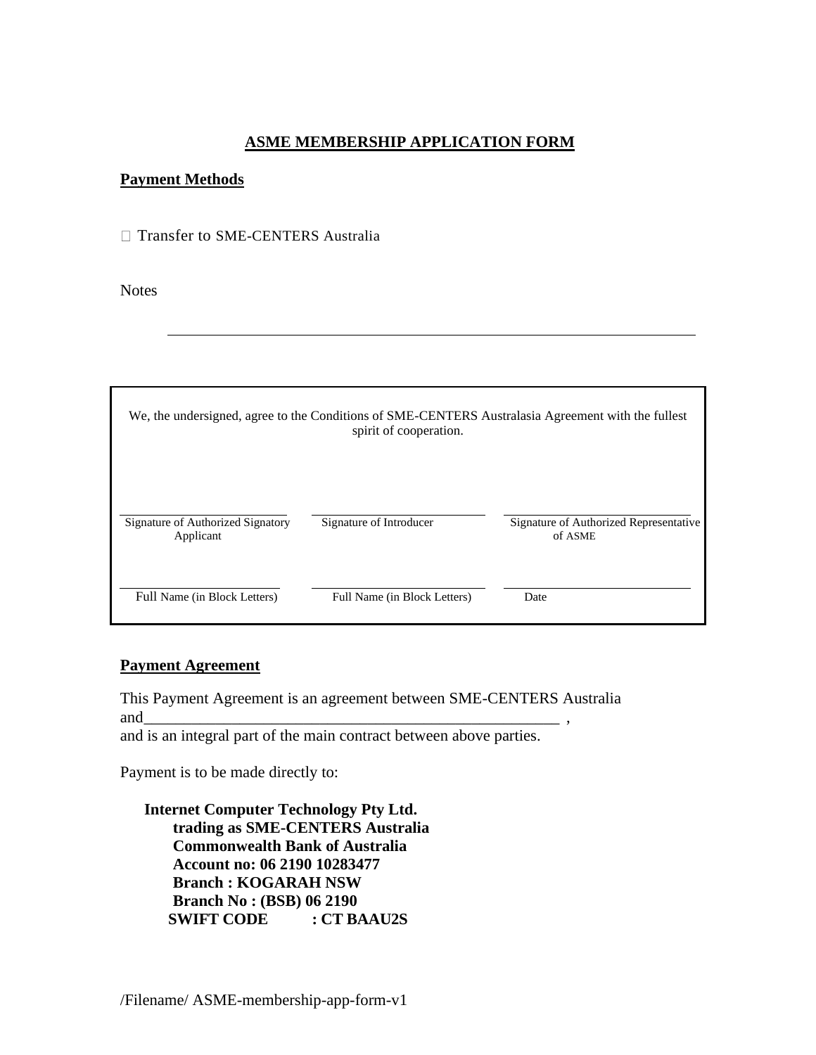# ASME MEMBERSHIP APPLICATION FORM

**Payment Methods**

☐ Transfer to SME-CENTERS Australia

Notes

______________________________________________________________________

We, the undersigned, agree to the Conditions of SME-CENTERS Australasia Agreement with the fullest spirit of cooperation.

| | | |
|---|---|---|
| ____________________ | ____________________ | ____________________ |
| Signature of Authorized Signatory Applicant | Signature of Introducer | Signature of Authorized Representative of ASME |
| ____________________ | ____________________ | ____________________ |
| Full Name (in Block Letters) | Full Name (in Block Letters) | Date |

**Payment Agreement**

This Payment Agreement is an agreement between SME-CENTERS Australia and_____________________________________________________ ,
and is an integral part of the main contract between above parties.

Payment is to be made directly to:

**Internet Computer Technology Pty Ltd.**
**trading as SME-CENTERS Australia**
**Commonwealth Bank of Australia**
**Account no: 06 2190 10283477**
**Branch : KOGARAH NSW**
**Branch No : (BSB) 06 2190**
**SWIFT CODE : CT BAAU2S**

/Filename/ ASME-membership-app-form-v1